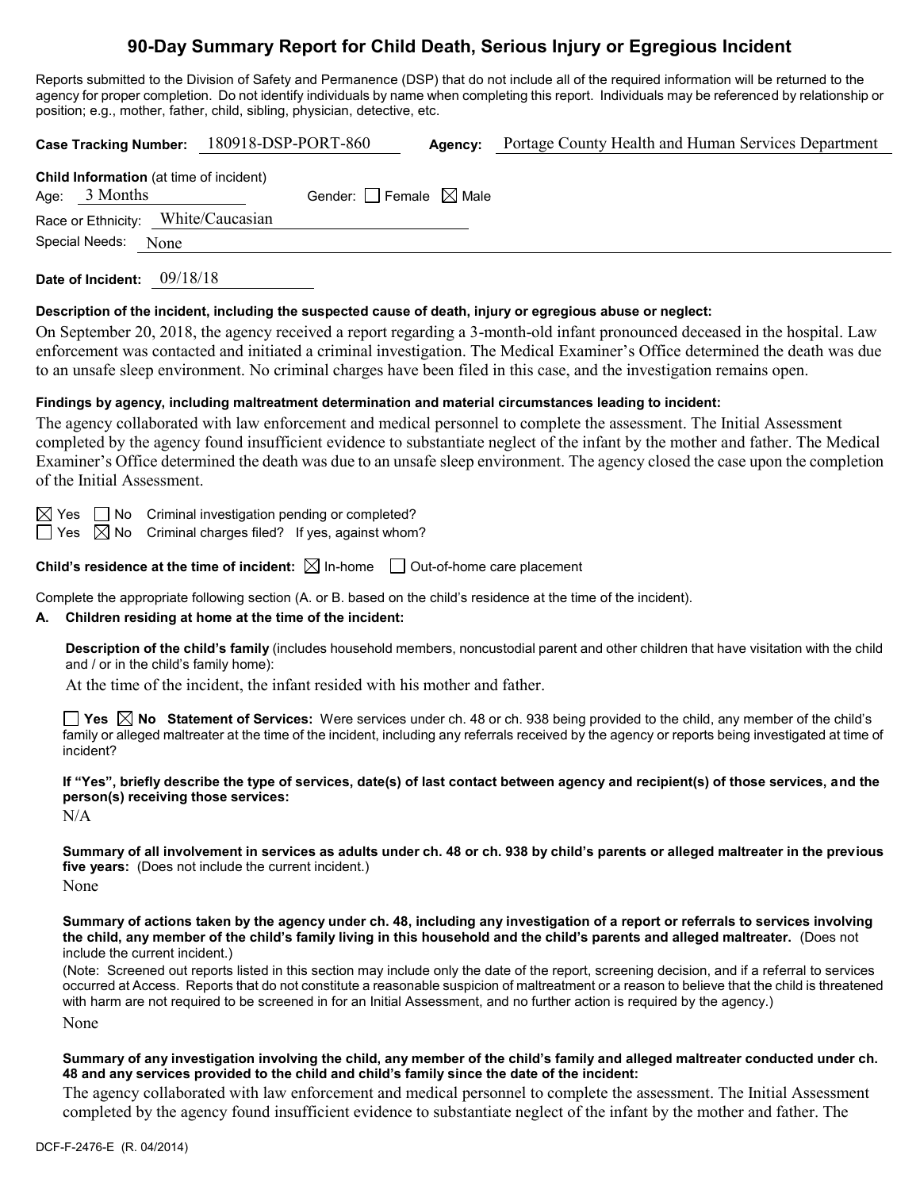# 90-Day Summary Report for Child Death, Serious Injury or Egregious Incident

Reports submitted to the Division of Safety and Permanence (DSP) that do not include all of the required information will be returned to the agency for proper completion. Do not identify individuals by name when completing this report. Individuals may be referenced by relationship or position; e.g., mother, father, child, sibling, physician, detective, etc.

**Case Tracking Number:** 180918-DSP-PORT-860 **Agency:** Portage County Health and Human Services Department

**Child Information** (at time of incident)

Age: 3 Months Gender: ☐ Female ☒ Male

Race or Ethnicity: White/Caucasian

Special Needs: None

**Date of Incident:** 09/18/18

**Description of the incident, including the suspected cause of death, injury or egregious abuse or neglect:**

On September 20, 2018, the agency received a report regarding a 3-month-old infant pronounced deceased in the hospital. Law enforcement was contacted and initiated a criminal investigation. The Medical Examiner's Office determined the death was due to an unsafe sleep environment. No criminal charges have been filed in this case, and the investigation remains open.

**Findings by agency, including maltreatment determination and material circumstances leading to incident:**

The agency collaborated with law enforcement and medical personnel to complete the assessment. The Initial Assessment completed by the agency found insufficient evidence to substantiate neglect of the infant by the mother and father. The Medical Examiner's Office determined the death was due to an unsafe sleep environment. The agency closed the case upon the completion of the Initial Assessment.

☒ Yes ☐ No Criminal investigation pending or completed?
☐ Yes ☒ No Criminal charges filed? If yes, against whom?

**Child's residence at the time of incident:** ☒ In-home ☐ Out-of-home care placement

Complete the appropriate following section (A. or B. based on the child's residence at the time of the incident).

**A. Children residing at home at the time of the incident:**

**Description of the child's family** (includes household members, noncustodial parent and other children that have visitation with the child and / or in the child's family home):

At the time of the incident, the infant resided with his mother and father.

☐ **Yes** ☒ **No** **Statement of Services:** Were services under ch. 48 or ch. 938 being provided to the child, any member of the child's family or alleged maltreater at the time of the incident, including any referrals received by the agency or reports being investigated at time of incident?

**If "Yes", briefly describe the type of services, date(s) of last contact between agency and recipient(s) of those services, and the person(s) receiving those services:**

N/A

**Summary of all involvement in services as adults under ch. 48 or ch. 938 by child's parents or alleged maltreater in the previous five years:** (Does not include the current incident.)

None

**Summary of actions taken by the agency under ch. 48, including any investigation of a report or referrals to services involving the child, any member of the child's family living in this household and the child's parents and alleged maltreater.** (Does not include the current incident.)

(Note: Screened out reports listed in this section may include only the date of the report, screening decision, and if a referral to services occurred at Access. Reports that do not constitute a reasonable suspicion of maltreatment or a reason to believe that the child is threatened with harm are not required to be screened in for an Initial Assessment, and no further action is required by the agency.)

None

**Summary of any investigation involving the child, any member of the child's family and alleged maltreater conducted under ch. 48 and any services provided to the child and child's family since the date of the incident:**

The agency collaborated with law enforcement and medical personnel to complete the assessment. The Initial Assessment completed by the agency found insufficient evidence to substantiate neglect of the infant by the mother and father. The

DCF-F-2476-E (R. 04/2014)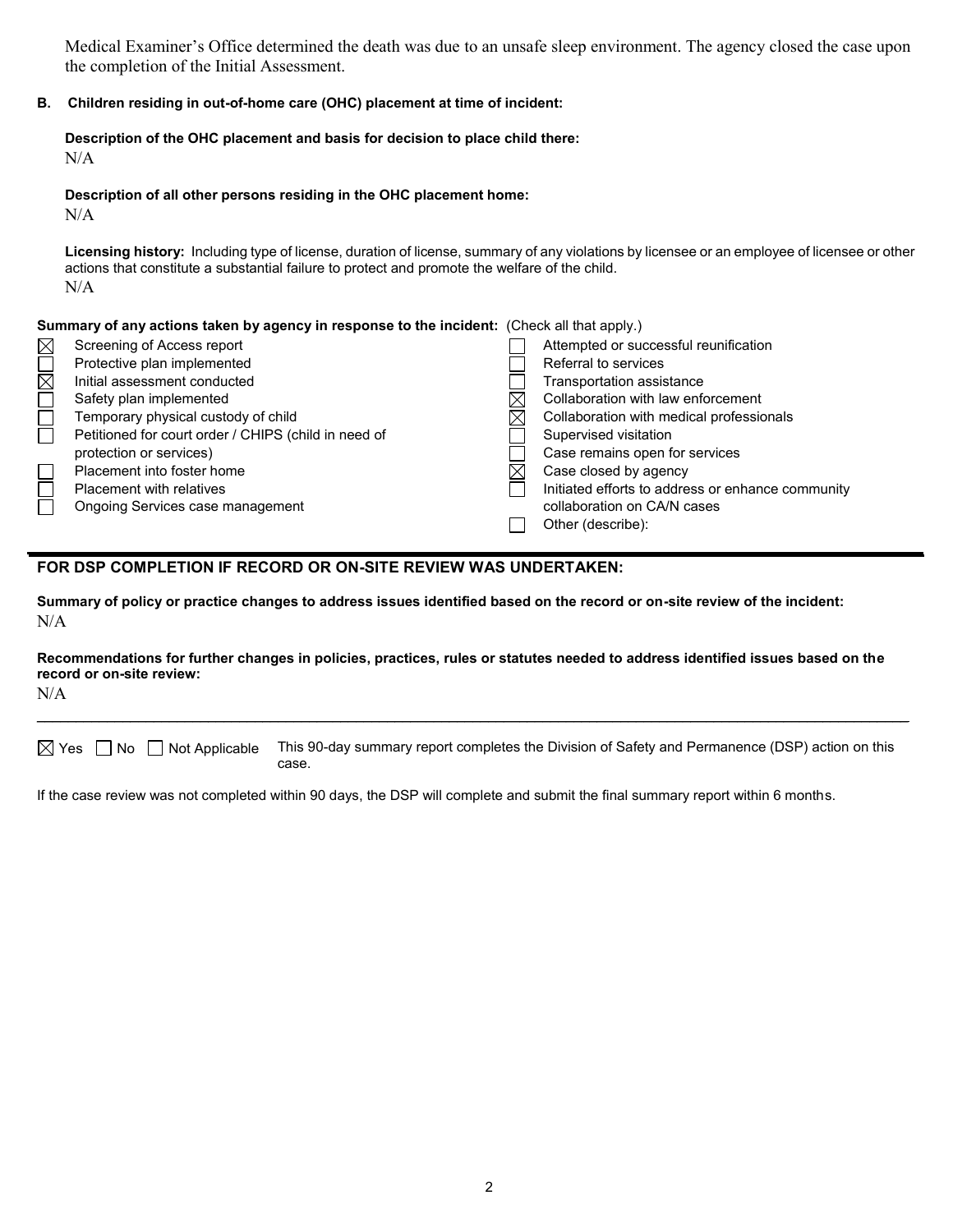Medical Examiner's Office determined the death was due to an unsafe sleep environment. The agency closed the case upon the completion of the Initial Assessment.

**B. Children residing in out-of-home care (OHC) placement at time of incident:**

**Description of the OHC placement and basis for decision to place child there:**
N/A

**Description of all other persons residing in the OHC placement home:**
N/A

**Licensing history:** Including type of license, duration of license, summary of any violations by licensee or an employee of licensee or other actions that constitute a substantial failure to protect and promote the welfare of the child.
N/A

**Summary of any actions taken by agency in response to the incident:** (Check all that apply.)

- [x] Screening of Access report
- [ ] Protective plan implemented
- [x] Initial assessment conducted
- [ ] Safety plan implemented
- [ ] Temporary physical custody of child
- [ ] Petitioned for court order / CHIPS (child in need of protection or services)
- [ ] Placement into foster home
- [ ] Placement with relatives
- [ ] Ongoing Services case management
- [ ] Attempted or successful reunification
- [ ] Referral to services
- [ ] Transportation assistance
- [x] Collaboration with law enforcement
- [x] Collaboration with medical professionals
- [ ] Supervised visitation
- [ ] Case remains open for services
- [x] Case closed by agency
- [ ] Initiated efforts to address or enhance community collaboration on CA/N cases
- [ ] Other (describe):

## FOR DSP COMPLETION IF RECORD OR ON-SITE REVIEW WAS UNDERTAKEN:

**Summary of policy or practice changes to address issues identified based on the record or on-site review of the incident:**
N/A

**Recommendations for further changes in policies, practices, rules or statutes needed to address identified issues based on the record or on-site review:**
N/A

---

☒ Yes ☐ No ☐ Not Applicable This 90-day summary report completes the Division of Safety and Permanence (DSP) action on this case.

If the case review was not completed within 90 days, the DSP will complete and submit the final summary report within 6 months.